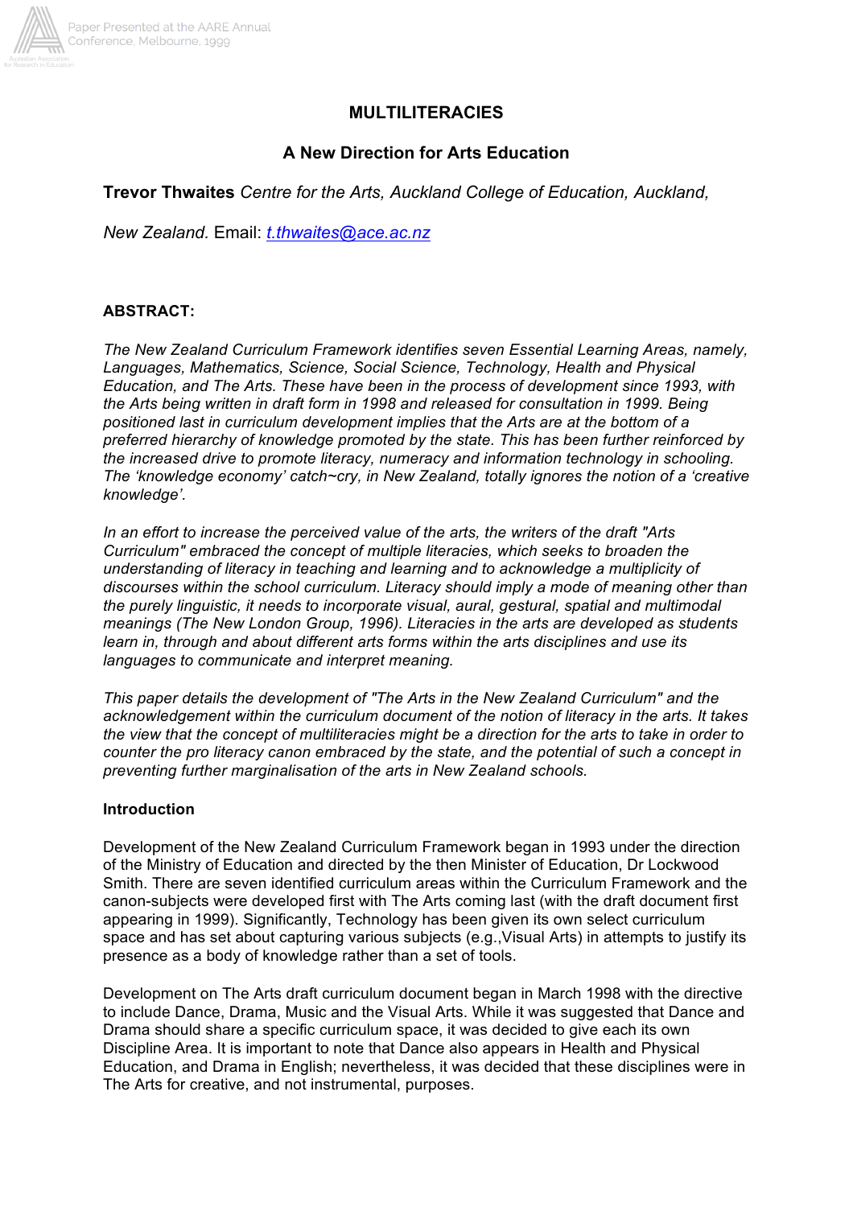# MULTILITERACIES

## A New Direction for Arts Education

**Trevor Thwaites** *Centre for the Arts, Auckland College of Education, Auckland, New Zealand.* Email: *t.thwaites@ace.ac.nz*

**ABSTRACT:**

*The New Zealand Curriculum Framework identifies seven Essential Learning Areas, namely, Languages, Mathematics, Science, Social Science, Technology, Health and Physical Education, and The Arts. These have been in the process of development since 1993, with the Arts being written in draft form in 1998 and released for consultation in 1999. Being positioned last in curriculum development implies that the Arts are at the bottom of a preferred hierarchy of knowledge promoted by the state. This has been further reinforced by the increased drive to promote literacy, numeracy and information technology in schooling. The 'knowledge economy' catch~cry, in New Zealand, totally ignores the notion of a 'creative knowledge'.*

*In an effort to increase the perceived value of the arts, the writers of the draft "Arts Curriculum" embraced the concept of multiple literacies, which seeks to broaden the understanding of literacy in teaching and learning and to acknowledge a multiplicity of discourses within the school curriculum. Literacy should imply a mode of meaning other than the purely linguistic, it needs to incorporate visual, aural, gestural, spatial and multimodal meanings (The New London Group, 1996). Literacies in the arts are developed as students learn in, through and about different arts forms within the arts disciplines and use its languages to communicate and interpret meaning.*

*This paper details the development of "The Arts in the New Zealand Curriculum" and the acknowledgement within the curriculum document of the notion of literacy in the arts. It takes the view that the concept of multiliteracies might be a direction for the arts to take in order to counter the pro literacy canon embraced by the state, and the potential of such a concept in preventing further marginalisation of the arts in New Zealand schools.*

### Introduction

Development of the New Zealand Curriculum Framework began in 1993 under the direction of the Ministry of Education and directed by the then Minister of Education, Dr Lockwood Smith. There are seven identified curriculum areas within the Curriculum Framework and the canon-subjects were developed first with The Arts coming last (with the draft document first appearing in 1999). Significantly, Technology has been given its own select curriculum space and has set about capturing various subjects (e.g.,Visual Arts) in attempts to justify its presence as a body of knowledge rather than a set of tools.

Development on The Arts draft curriculum document began in March 1998 with the directive to include Dance, Drama, Music and the Visual Arts. While it was suggested that Dance and Drama should share a specific curriculum space, it was decided to give each its own Discipline Area. It is important to note that Dance also appears in Health and Physical Education, and Drama in English; nevertheless, it was decided that these disciplines were in The Arts for creative, and not instrumental, purposes.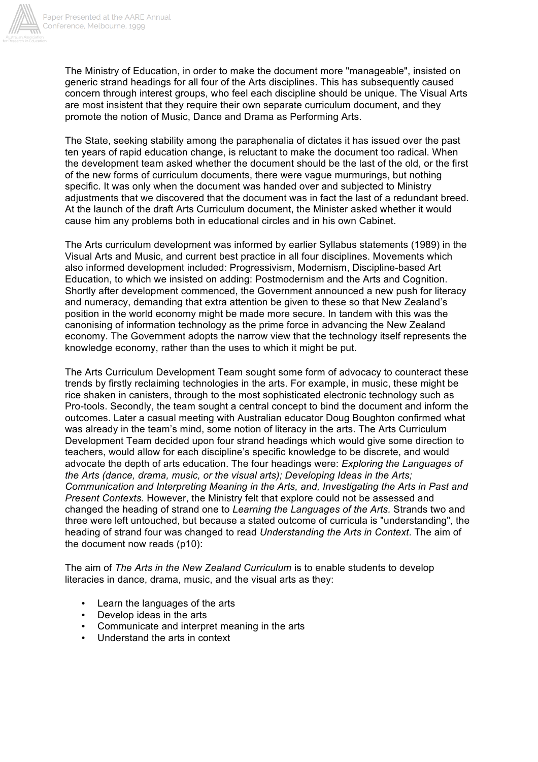The Ministry of Education, in order to make the document more "manageable", insisted on generic strand headings for all four of the Arts disciplines. This has subsequently caused concern through interest groups, who feel each discipline should be unique. The Visual Arts are most insistent that they require their own separate curriculum document, and they promote the notion of Music, Dance and Drama as Performing Arts.

The State, seeking stability among the paraphenalia of dictates it has issued over the past ten years of rapid education change, is reluctant to make the document too radical. When the development team asked whether the document should be the last of the old, or the first of the new forms of curriculum documents, there were vague murmurings, but nothing specific. It was only when the document was handed over and subjected to Ministry adjustments that we discovered that the document was in fact the last of a redundant breed. At the launch of the draft Arts Curriculum document, the Minister asked whether it would cause him any problems both in educational circles and in his own Cabinet.

The Arts curriculum development was informed by earlier Syllabus statements (1989) in the Visual Arts and Music, and current best practice in all four disciplines. Movements which also informed development included: Progressivism, Modernism, Discipline-based Art Education, to which we insisted on adding: Postmodernism and the Arts and Cognition. Shortly after development commenced, the Government announced a new push for literacy and numeracy, demanding that extra attention be given to these so that New Zealand's position in the world economy might be made more secure. In tandem with this was the canonising of information technology as the prime force in advancing the New Zealand economy. The Government adopts the narrow view that the technology itself represents the knowledge economy, rather than the uses to which it might be put.

The Arts Curriculum Development Team sought some form of advocacy to counteract these trends by firstly reclaiming technologies in the arts. For example, in music, these might be rice shaken in canisters, through to the most sophisticated electronic technology such as Pro-tools. Secondly, the team sought a central concept to bind the document and inform the outcomes. Later a casual meeting with Australian educator Doug Boughton confirmed what was already in the team's mind, some notion of literacy in the arts. The Arts Curriculum Development Team decided upon four strand headings which would give some direction to teachers, would allow for each discipline's specific knowledge to be discrete, and would advocate the depth of arts education. The four headings were: *Exploring the Languages of the Arts (dance, drama, music, or the visual arts); Developing Ideas in the Arts; Communication and Interpreting Meaning in the Arts, and, Investigating the Arts in Past and Present Contexts.* However, the Ministry felt that explore could not be assessed and changed the heading of strand one to *Learning the Languages of the Arts.* Strands two and three were left untouched, but because a stated outcome of curricula is "understanding", the heading of strand four was changed to read *Understanding the Arts in Context*. The aim of the document now reads (p10):

The aim of *The Arts in the New Zealand Curriculum* is to enable students to develop literacies in dance, drama, music, and the visual arts as they:

- Learn the languages of the arts
- Develop ideas in the arts
- Communicate and interpret meaning in the arts
- Understand the arts in context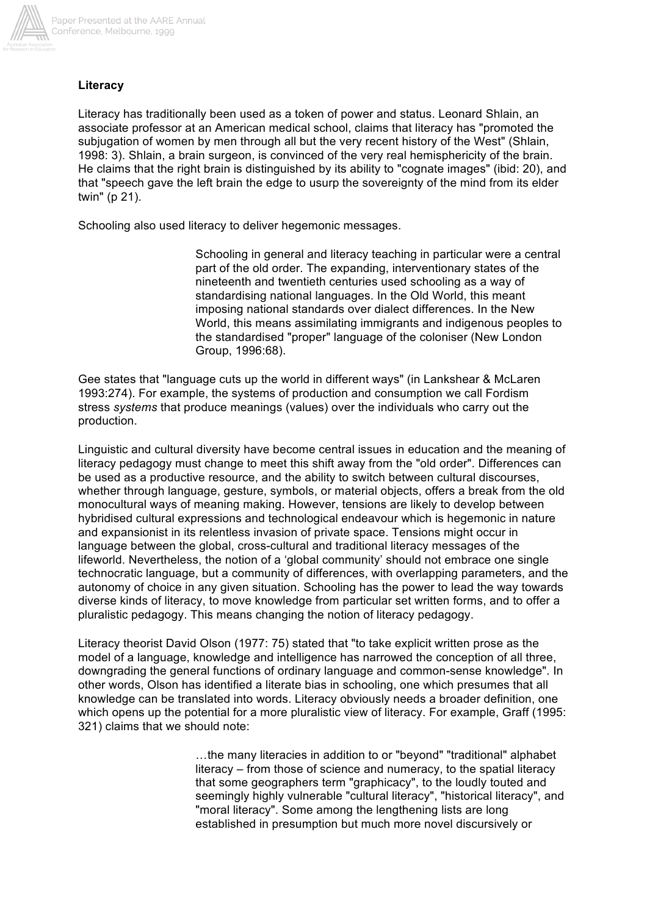**Literacy**

Literacy has traditionally been used as a token of power and status. Leonard Shlain, an associate professor at an American medical school, claims that literacy has "promoted the subjugation of women by men through all but the very recent history of the West" (Shlain, 1998: 3). Shlain, a brain surgeon, is convinced of the very real hemisphericity of the brain. He claims that the right brain is distinguished by its ability to "cognate images" (ibid: 20), and that "speech gave the left brain the edge to usurp the sovereignty of the mind from its elder twin" (p 21).

Schooling also used literacy to deliver hegemonic messages.

> Schooling in general and literacy teaching in particular were a central part of the old order. The expanding, interventionary states of the nineteenth and twentieth centuries used schooling as a way of standardising national languages. In the Old World, this meant imposing national standards over dialect differences. In the New World, this means assimilating immigrants and indigenous peoples to the standardised "proper" language of the coloniser (New London Group, 1996:68).

Gee states that "language cuts up the world in different ways" (in Lankshear & McLaren 1993:274). For example, the systems of production and consumption we call Fordism stress *systems* that produce meanings (values) over the individuals who carry out the production.

Linguistic and cultural diversity have become central issues in education and the meaning of literacy pedagogy must change to meet this shift away from the "old order". Differences can be used as a productive resource, and the ability to switch between cultural discourses, whether through language, gesture, symbols, or material objects, offers a break from the old monocultural ways of meaning making. However, tensions are likely to develop between hybridised cultural expressions and technological endeavour which is hegemonic in nature and expansionist in its relentless invasion of private space. Tensions might occur in language between the global, cross-cultural and traditional literacy messages of the lifeworld. Nevertheless, the notion of a 'global community' should not embrace one single technocratic language, but a community of differences, with overlapping parameters, and the autonomy of choice in any given situation. Schooling has the power to lead the way towards diverse kinds of literacy, to move knowledge from particular set written forms, and to offer a pluralistic pedagogy. This means changing the notion of literacy pedagogy.

Literacy theorist David Olson (1977: 75) stated that "to take explicit written prose as the model of a language, knowledge and intelligence has narrowed the conception of all three, downgrading the general functions of ordinary language and common-sense knowledge". In other words, Olson has identified a literate bias in schooling, one which presumes that all knowledge can be translated into words. Literacy obviously needs a broader definition, one which opens up the potential for a more pluralistic view of literacy. For example, Graff (1995: 321) claims that we should note:

> …the many literacies in addition to or "beyond" "traditional" alphabet literacy – from those of science and numeracy, to the spatial literacy that some geographers term "graphicacy", to the loudly touted and seemingly highly vulnerable "cultural literacy", "historical literacy", and "moral literacy". Some among the lengthening lists are long established in presumption but much more novel discursively or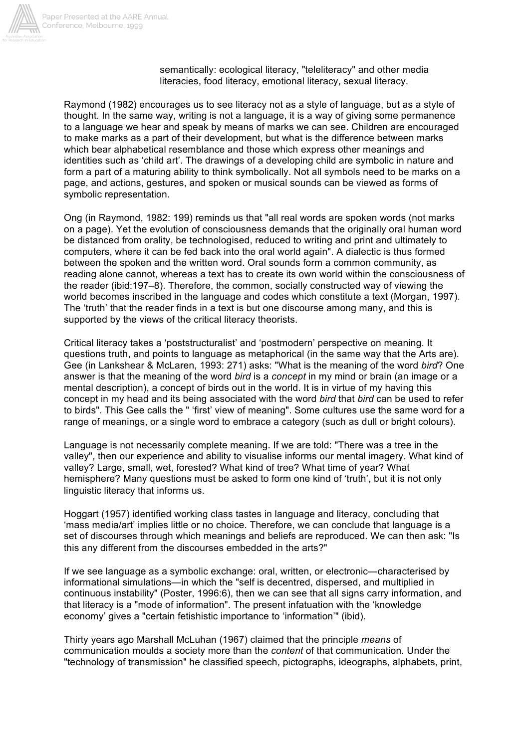semantically: ecological literacy, "teleliteracy" and other media literacies, food literacy, emotional literacy, sexual literacy.

Raymond (1982) encourages us to see literacy not as a style of language, but as a style of thought. In the same way, writing is not a language, it is a way of giving some permanence to a language we hear and speak by means of marks we can see. Children are encouraged to make marks as a part of their development, but what is the difference between marks which bear alphabetical resemblance and those which express other meanings and identities such as 'child art'. The drawings of a developing child are symbolic in nature and form a part of a maturing ability to think symbolically. Not all symbols need to be marks on a page, and actions, gestures, and spoken or musical sounds can be viewed as forms of symbolic representation.

Ong (in Raymond, 1982: 199) reminds us that "all real words are spoken words (not marks on a page). Yet the evolution of consciousness demands that the originally oral human word be distanced from orality, be technologised, reduced to writing and print and ultimately to computers, where it can be fed back into the oral world again". A dialectic is thus formed between the spoken and the written word. Oral sounds form a common community, as reading alone cannot, whereas a text has to create its own world within the consciousness of the reader (ibid:197–8). Therefore, the common, socially constructed way of viewing the world becomes inscribed in the language and codes which constitute a text (Morgan, 1997). The 'truth' that the reader finds in a text is but one discourse among many, and this is supported by the views of the critical literacy theorists.

Critical literacy takes a 'poststructuralist' and 'postmodern' perspective on meaning. It questions truth, and points to language as metaphorical (in the same way that the Arts are). Gee (in Lankshear & McLaren, 1993: 271) asks: "What is the meaning of the word *bird*? One answer is that the meaning of the word *bird* is a *concept* in my mind or brain (an image or a mental description), a concept of birds out in the world. It is in virtue of my having this concept in my head and its being associated with the word *bird* that *bird* can be used to refer to birds". This Gee calls the " 'first' view of meaning". Some cultures use the same word for a range of meanings, or a single word to embrace a category (such as dull or bright colours).

Language is not necessarily complete meaning. If we are told: "There was a tree in the valley", then our experience and ability to visualise informs our mental imagery. What kind of valley? Large, small, wet, forested? What kind of tree? What time of year? What hemisphere? Many questions must be asked to form one kind of 'truth', but it is not only linguistic literacy that informs us.

Hoggart (1957) identified working class tastes in language and literacy, concluding that 'mass media/art' implies little or no choice. Therefore, we can conclude that language is a set of discourses through which meanings and beliefs are reproduced. We can then ask: "Is this any different from the discourses embedded in the arts?"

If we see language as a symbolic exchange: oral, written, or electronic—characterised by informational simulations—in which the "self is decentred, dispersed, and multiplied in continuous instability" (Poster, 1996:6), then we can see that all signs carry information, and that literacy is a "mode of information". The present infatuation with the 'knowledge economy' gives a "certain fetishistic importance to 'information'" (ibid).

Thirty years ago Marshall McLuhan (1967) claimed that the principle *means* of communication moulds a society more than the *content* of that communication. Under the "technology of transmission" he classified speech, pictographs, ideographs, alphabets, print,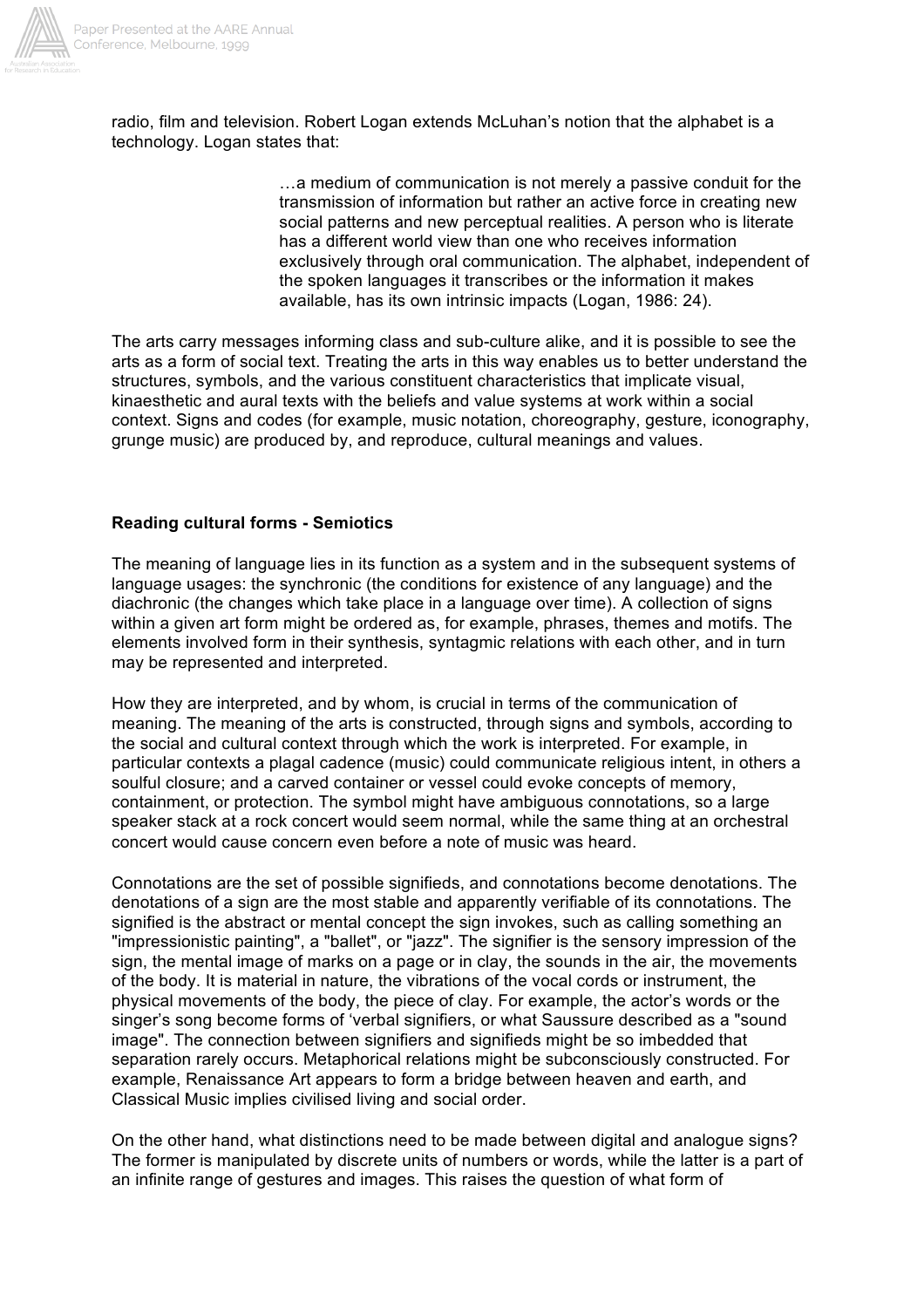radio, film and television. Robert Logan extends McLuhan's notion that the alphabet is a technology. Logan states that:

> …a medium of communication is not merely a passive conduit for the transmission of information but rather an active force in creating new social patterns and new perceptual realities. A person who is literate has a different world view than one who receives information exclusively through oral communication. The alphabet, independent of the spoken languages it transcribes or the information it makes available, has its own intrinsic impacts (Logan, 1986: 24).

The arts carry messages informing class and sub-culture alike, and it is possible to see the arts as a form of social text. Treating the arts in this way enables us to better understand the structures, symbols, and the various constituent characteristics that implicate visual, kinaesthetic and aural texts with the beliefs and value systems at work within a social context. Signs and codes (for example, music notation, choreography, gesture, iconography, grunge music) are produced by, and reproduce, cultural meanings and values.

**Reading cultural forms - Semiotics**

The meaning of language lies in its function as a system and in the subsequent systems of language usages: the synchronic (the conditions for existence of any language) and the diachronic (the changes which take place in a language over time). A collection of signs within a given art form might be ordered as, for example, phrases, themes and motifs. The elements involved form in their synthesis, syntagmic relations with each other, and in turn may be represented and interpreted.

How they are interpreted, and by whom, is crucial in terms of the communication of meaning. The meaning of the arts is constructed, through signs and symbols, according to the social and cultural context through which the work is interpreted. For example, in particular contexts a plagal cadence (music) could communicate religious intent, in others a soulful closure; and a carved container or vessel could evoke concepts of memory, containment, or protection. The symbol might have ambiguous connotations, so a large speaker stack at a rock concert would seem normal, while the same thing at an orchestral concert would cause concern even before a note of music was heard.

Connotations are the set of possible signifieds, and connotations become denotations. The denotations of a sign are the most stable and apparently verifiable of its connotations. The signified is the abstract or mental concept the sign invokes, such as calling something an "impressionistic painting", a "ballet", or "jazz". The signifier is the sensory impression of the sign, the mental image of marks on a page or in clay, the sounds in the air, the movements of the body. It is material in nature, the vibrations of the vocal cords or instrument, the physical movements of the body, the piece of clay. For example, the actor's words or the singer's song become forms of 'verbal signifiers, or what Saussure described as a "sound image". The connection between signifiers and signifieds might be so imbedded that separation rarely occurs. Metaphorical relations might be subconsciously constructed. For example, Renaissance Art appears to form a bridge between heaven and earth, and Classical Music implies civilised living and social order.

On the other hand, what distinctions need to be made between digital and analogue signs? The former is manipulated by discrete units of numbers or words, while the latter is a part of an infinite range of gestures and images. This raises the question of what form of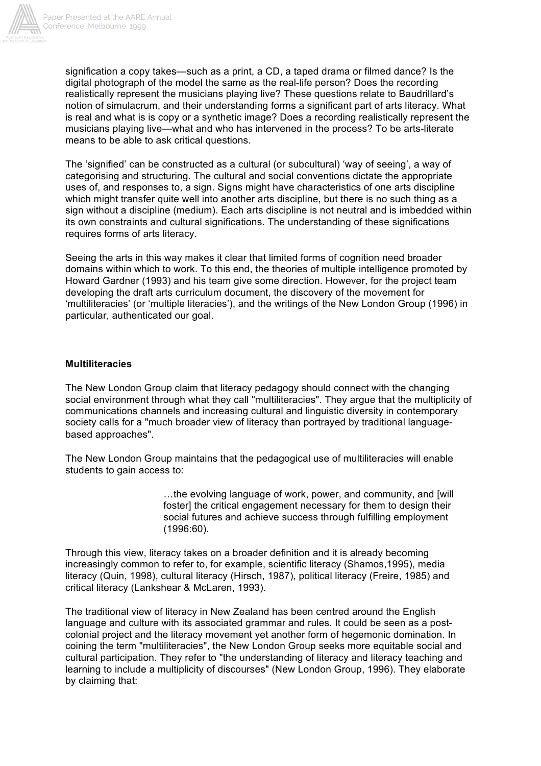signification a copy takes—such as a print, a CD, a taped drama or filmed dance? Is the digital photograph of the model the same as the real-life person? Does the recording realistically represent the musicians playing live? These questions relate to Baudrillard's notion of simulacrum, and their understanding forms a significant part of arts literacy. What is real and what is is copy or a synthetic image? Does a recording realistically represent the musicians playing live—what and who has intervened in the process? To be arts-literate means to be able to ask critical questions.

The 'signified' can be constructed as a cultural (or subcultural) 'way of seeing', a way of categorising and structuring. The cultural and social conventions dictate the appropriate uses of, and responses to, a sign. Signs might have characteristics of one arts discipline which might transfer quite well into another arts discipline, but there is no such thing as a sign without a discipline (medium). Each arts discipline is not neutral and is imbedded within its own constraints and cultural significations. The understanding of these significations requires forms of arts literacy.

Seeing the arts in this way makes it clear that limited forms of cognition need broader domains within which to work. To this end, the theories of multiple intelligence promoted by Howard Gardner (1993) and his team give some direction. However, for the project team developing the draft arts curriculum document, the discovery of the movement for 'multiliteracies' (or 'multiple literacies'), and the writings of the New London Group (1996) in particular, authenticated our goal.

**Multiliteracies**

The New London Group claim that literacy pedagogy should connect with the changing social environment through what they call "multiliteracies". They argue that the multiplicity of communications channels and increasing cultural and linguistic diversity in contemporary society calls for a "much broader view of literacy than portrayed by traditional language-based approaches".

The New London Group maintains that the pedagogical use of multiliteracies will enable students to gain access to:

> …the evolving language of work, power, and community, and [will foster] the critical engagement necessary for them to design their social futures and achieve success through fulfilling employment (1996:60).

Through this view, literacy takes on a broader definition and it is already becoming increasingly common to refer to, for example, scientific literacy (Shamos,1995), media literacy (Quin, 1998), cultural literacy (Hirsch, 1987), political literacy (Freire, 1985) and critical literacy (Lankshear & McLaren, 1993).

The traditional view of literacy in New Zealand has been centred around the English language and culture with its associated grammar and rules. It could be seen as a post-colonial project and the literacy movement yet another form of hegemonic domination. In coining the term "multiliteracies", the New London Group seeks more equitable social and cultural participation. They refer to "the understanding of literacy and literacy teaching and learning to include a multiplicity of discourses" (New London Group, 1996). They elaborate by claiming that: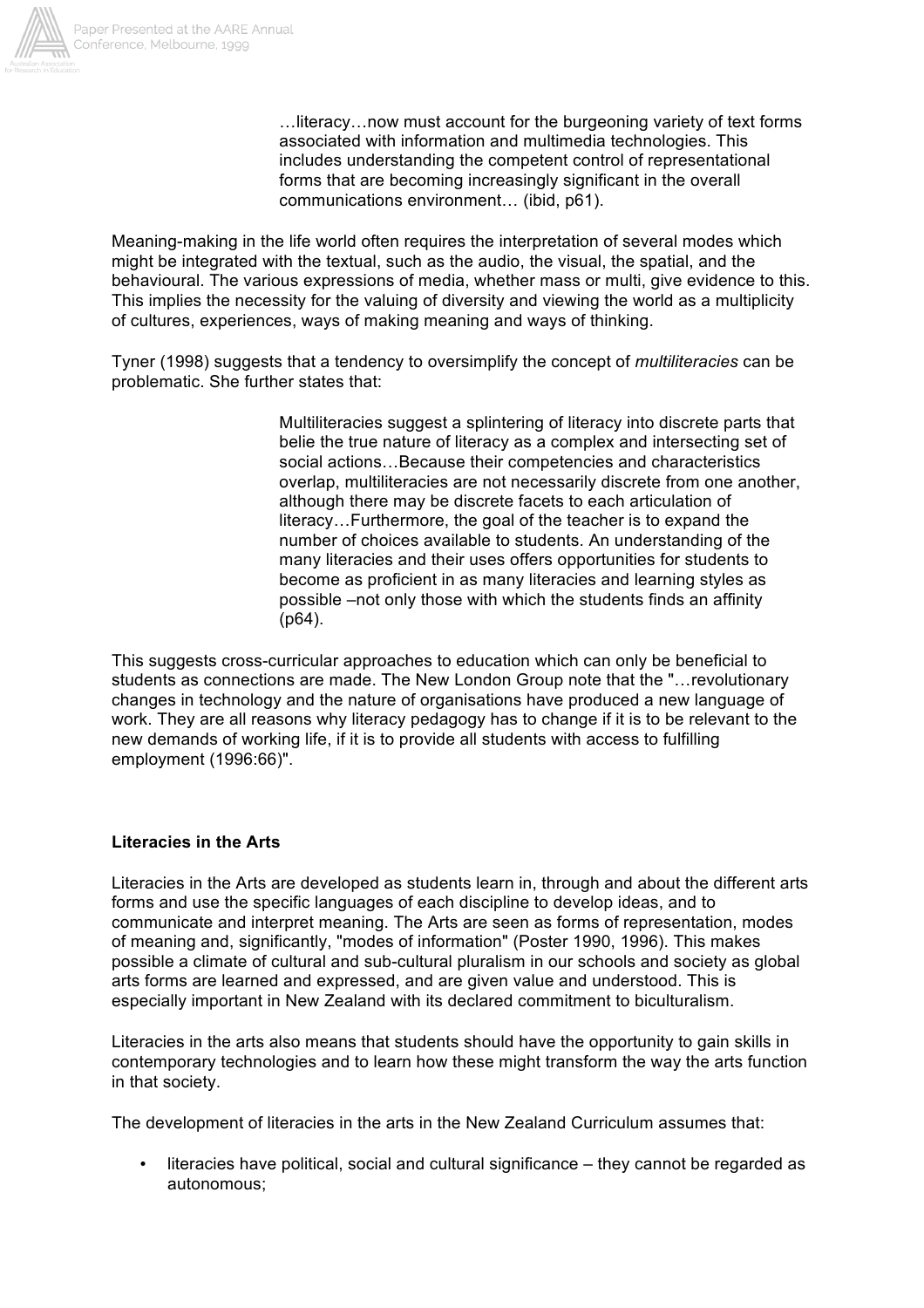> …literacy…now must account for the burgeoning variety of text forms associated with information and multimedia technologies. This includes understanding the competent control of representational forms that are becoming increasingly significant in the overall communications environment… (ibid, p61).

Meaning-making in the life world often requires the interpretation of several modes which might be integrated with the textual, such as the audio, the visual, the spatial, and the behavioural. The various expressions of media, whether mass or multi, give evidence to this. This implies the necessity for the valuing of diversity and viewing the world as a multiplicity of cultures, experiences, ways of making meaning and ways of thinking.

Tyner (1998) suggests that a tendency to oversimplify the concept of *multiliteracies* can be problematic. She further states that:

> Multiliteracies suggest a splintering of literacy into discrete parts that belie the true nature of literacy as a complex and intersecting set of social actions…Because their competencies and characteristics overlap, multiliteracies are not necessarily discrete from one another, although there may be discrete facets to each articulation of literacy…Furthermore, the goal of the teacher is to expand the number of choices available to students. An understanding of the many literacies and their uses offers opportunities for students to become as proficient in as many literacies and learning styles as possible –not only those with which the students finds an affinity (p64).

This suggests cross-curricular approaches to education which can only be beneficial to students as connections are made. The New London Group note that the "…revolutionary changes in technology and the nature of organisations have produced a new language of work. They are all reasons why literacy pedagogy has to change if it is to be relevant to the new demands of working life, if it is to provide all students with access to fulfilling employment (1996:66)".

**Literacies in the Arts**

Literacies in the Arts are developed as students learn in, through and about the different arts forms and use the specific languages of each discipline to develop ideas, and to communicate and interpret meaning. The Arts are seen as forms of representation, modes of meaning and, significantly, "modes of information" (Poster 1990, 1996). This makes possible a climate of cultural and sub-cultural pluralism in our schools and society as global arts forms are learned and expressed, and are given value and understood. This is especially important in New Zealand with its declared commitment to biculturalism.

Literacies in the arts also means that students should have the opportunity to gain skills in contemporary technologies and to learn how these might transform the way the arts function in that society.

The development of literacies in the arts in the New Zealand Curriculum assumes that:

- literacies have political, social and cultural significance – they cannot be regarded as autonomous;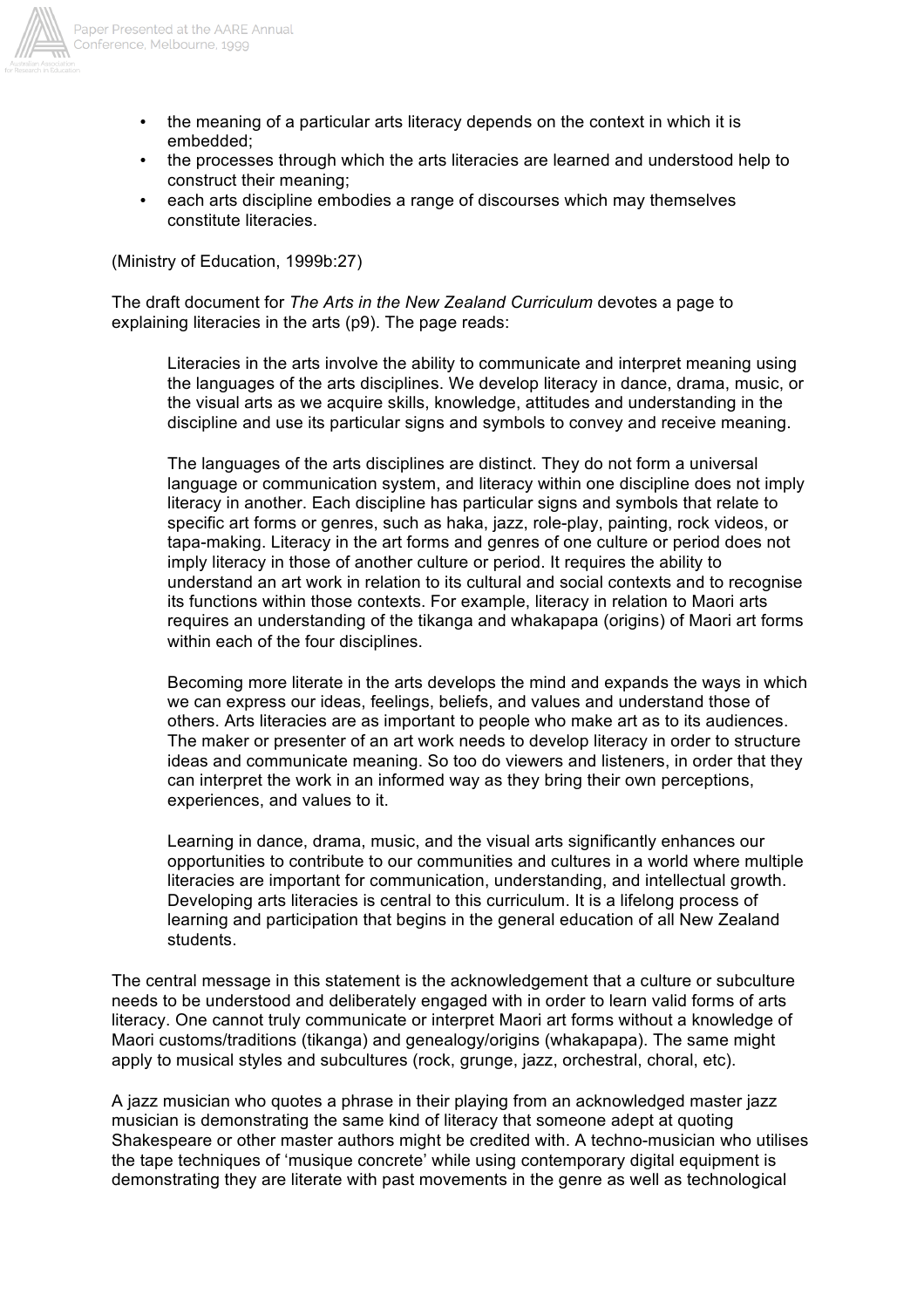- the meaning of a particular arts literacy depends on the context in which it is embedded;
- the processes through which the arts literacies are learned and understood help to construct their meaning;
- each arts discipline embodies a range of discourses which may themselves constitute literacies.

(Ministry of Education, 1999b:27)

The draft document for *The Arts in the New Zealand Curriculum* devotes a page to explaining literacies in the arts (p9). The page reads:

> Literacies in the arts involve the ability to communicate and interpret meaning using the languages of the arts disciplines. We develop literacy in dance, drama, music, or the visual arts as we acquire skills, knowledge, attitudes and understanding in the discipline and use its particular signs and symbols to convey and receive meaning.
>
> The languages of the arts disciplines are distinct. They do not form a universal language or communication system, and literacy within one discipline does not imply literacy in another. Each discipline has particular signs and symbols that relate to specific art forms or genres, such as haka, jazz, role-play, painting, rock videos, or tapa-making. Literacy in the art forms and genres of one culture or period does not imply literacy in those of another culture or period. It requires the ability to understand an art work in relation to its cultural and social contexts and to recognise its functions within those contexts. For example, literacy in relation to Maori arts requires an understanding of the tikanga and whakapapa (origins) of Maori art forms within each of the four disciplines.
>
> Becoming more literate in the arts develops the mind and expands the ways in which we can express our ideas, feelings, beliefs, and values and understand those of others. Arts literacies are as important to people who make art as to its audiences. The maker or presenter of an art work needs to develop literacy in order to structure ideas and communicate meaning. So too do viewers and listeners, in order that they can interpret the work in an informed way as they bring their own perceptions, experiences, and values to it.
>
> Learning in dance, drama, music, and the visual arts significantly enhances our opportunities to contribute to our communities and cultures in a world where multiple literacies are important for communication, understanding, and intellectual growth. Developing arts literacies is central to this curriculum. It is a lifelong process of learning and participation that begins in the general education of all New Zealand students.

The central message in this statement is the acknowledgement that a culture or subculture needs to be understood and deliberately engaged with in order to learn valid forms of arts literacy. One cannot truly communicate or interpret Maori art forms without a knowledge of Maori customs/traditions (tikanga) and genealogy/origins (whakapapa). The same might apply to musical styles and subcultures (rock, grunge, jazz, orchestral, choral, etc).

A jazz musician who quotes a phrase in their playing from an acknowledged master jazz musician is demonstrating the same kind of literacy that someone adept at quoting Shakespeare or other master authors might be credited with. A techno-musician who utilises the tape techniques of 'musique concrete' while using contemporary digital equipment is demonstrating they are literate with past movements in the genre as well as technological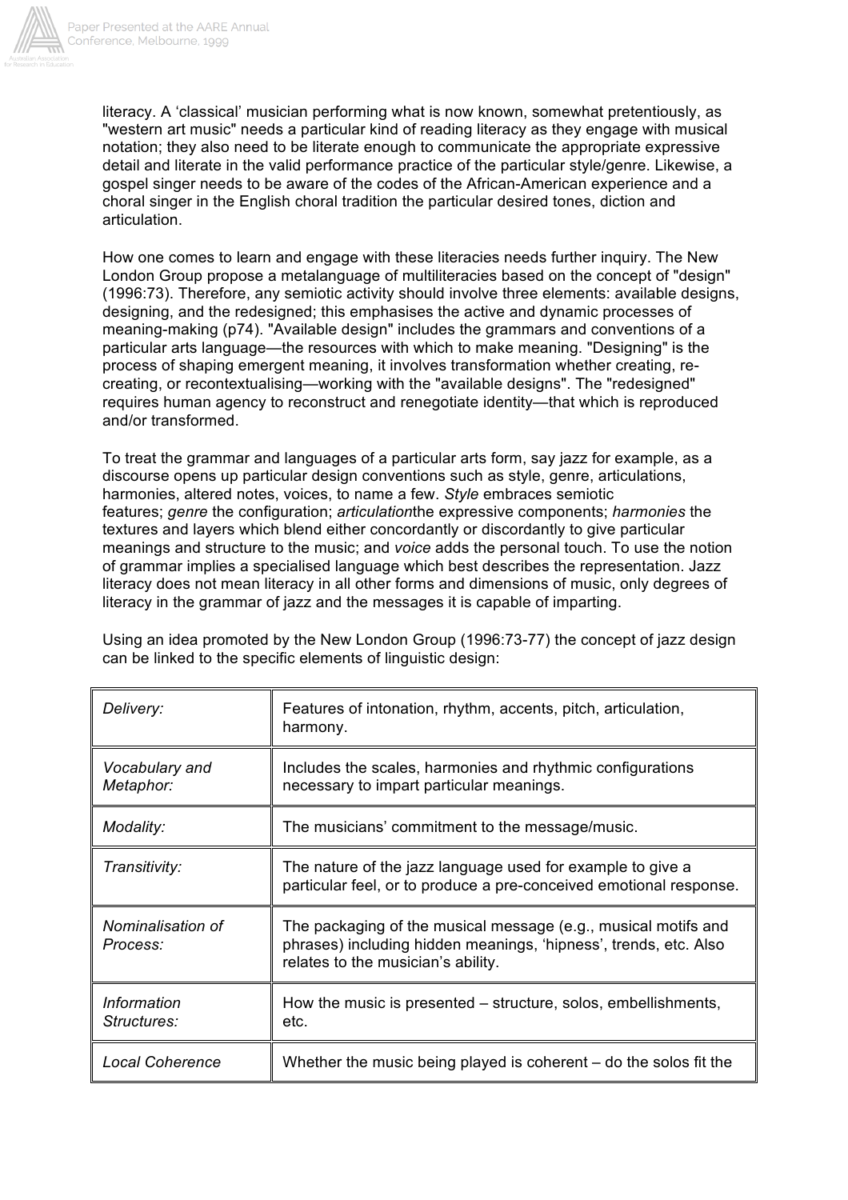literacy. A 'classical' musician performing what is now known, somewhat pretentiously, as "western art music" needs a particular kind of reading literacy as they engage with musical notation; they also need to be literate enough to communicate the appropriate expressive detail and literate in the valid performance practice of the particular style/genre. Likewise, a gospel singer needs to be aware of the codes of the African-American experience and a choral singer in the English choral tradition the particular desired tones, diction and articulation.

How one comes to learn and engage with these literacies needs further inquiry. The New London Group propose a metalanguage of multiliteracies based on the concept of "design" (1996:73). Therefore, any semiotic activity should involve three elements: available designs, designing, and the redesigned; this emphasises the active and dynamic processes of meaning-making (p74). "Available design" includes the grammars and conventions of a particular arts language—the resources with which to make meaning. "Designing" is the process of shaping emergent meaning, it involves transformation whether creating, re-creating, or recontextualising—working with the "available designs". The "redesigned" requires human agency to reconstruct and renegotiate identity—that which is reproduced and/or transformed.

To treat the grammar and languages of a particular arts form, say jazz for example, as a discourse opens up particular design conventions such as style, genre, articulations, harmonies, altered notes, voices, to name a few. *Style* embraces semiotic features; *genre* the configuration; *articulation*the expressive components; *harmonies* the textures and layers which blend either concordantly or discordantly to give particular meanings and structure to the music; and *voice* adds the personal touch. To use the notion of grammar implies a specialised language which best describes the representation. Jazz literacy does not mean literacy in all other forms and dimensions of music, only degrees of literacy in the grammar of jazz and the messages it is capable of imparting.

Using an idea promoted by the New London Group (1996:73-77) the concept of jazz design can be linked to the specific elements of linguistic design:

| | |
|---|---|
| *Delivery:* | Features of intonation, rhythm, accents, pitch, articulation, harmony. |
| *Vocabulary and Metaphor:* | Includes the scales, harmonies and rhythmic configurations necessary to impart particular meanings. |
| *Modality:* | The musicians' commitment to the message/music. |
| *Transitivity:* | The nature of the jazz language used for example to give a particular feel, or to produce a pre-conceived emotional response. |
| *Nominalisation of Process:* | The packaging of the musical message (e.g., musical motifs and phrases) including hidden meanings, 'hipness', trends, etc. Also relates to the musician's ability. |
| *Information Structures:* | How the music is presented – structure, solos, embellishments, etc. |
| *Local Coherence* | Whether the music being played is coherent – do the solos fit the |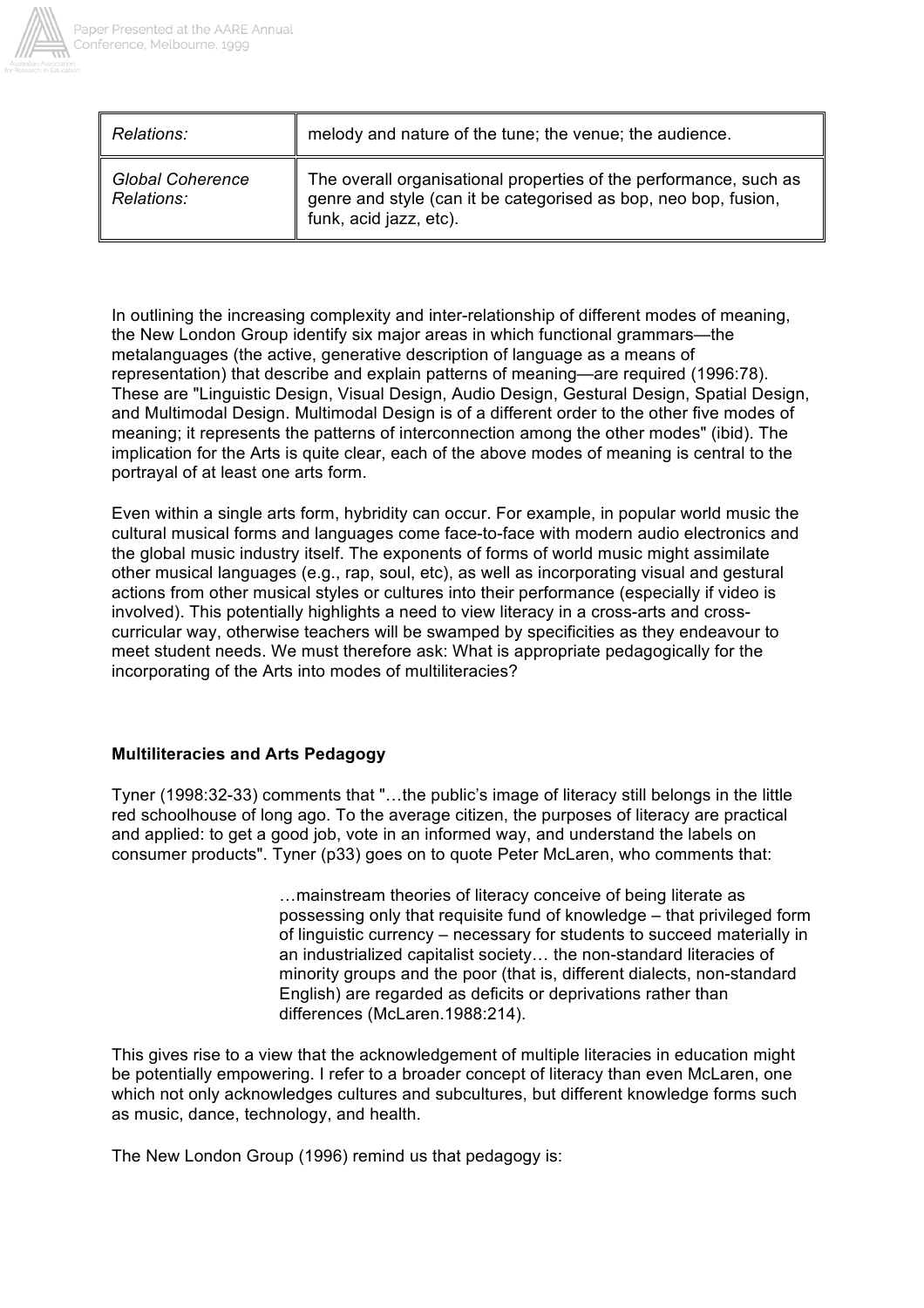| | |
|---|---|
| *Relations:* | melody and nature of the tune; the venue; the audience. |
| *Global Coherence Relations:* | The overall organisational properties of the performance, such as genre and style (can it be categorised as bop, neo bop, fusion, funk, acid jazz, etc). |

In outlining the increasing complexity and inter-relationship of different modes of meaning, the New London Group identify six major areas in which functional grammars—the metalanguages (the active, generative description of language as a means of representation) that describe and explain patterns of meaning—are required (1996:78). These are "Linguistic Design, Visual Design, Audio Design, Gestural Design, Spatial Design, and Multimodal Design. Multimodal Design is of a different order to the other five modes of meaning; it represents the patterns of interconnection among the other modes" (ibid). The implication for the Arts is quite clear, each of the above modes of meaning is central to the portrayal of at least one arts form.

Even within a single arts form, hybridity can occur. For example, in popular world music the cultural musical forms and languages come face-to-face with modern audio electronics and the global music industry itself. The exponents of forms of world music might assimilate other musical languages (e.g., rap, soul, etc), as well as incorporating visual and gestural actions from other musical styles or cultures into their performance (especially if video is involved). This potentially highlights a need to view literacy in a cross-arts and cross-curricular way, otherwise teachers will be swamped by specificities as they endeavour to meet student needs. We must therefore ask: What is appropriate pedagogically for the incorporating of the Arts into modes of multiliteracies?

**Multiliteracies and Arts Pedagogy**

Tyner (1998:32-33) comments that "…the public's image of literacy still belongs in the little red schoolhouse of long ago. To the average citizen, the purposes of literacy are practical and applied: to get a good job, vote in an informed way, and understand the labels on consumer products". Tyner (p33) goes on to quote Peter McLaren, who comments that:

> …mainstream theories of literacy conceive of being literate as possessing only that requisite fund of knowledge – that privileged form of linguistic currency – necessary for students to succeed materially in an industrialized capitalist society… the non-standard literacies of minority groups and the poor (that is, different dialects, non-standard English) are regarded as deficits or deprivations rather than differences (McLaren.1988:214).

This gives rise to a view that the acknowledgement of multiple literacies in education might be potentially empowering. I refer to a broader concept of literacy than even McLaren, one which not only acknowledges cultures and subcultures, but different knowledge forms such as music, dance, technology, and health.

The New London Group (1996) remind us that pedagogy is: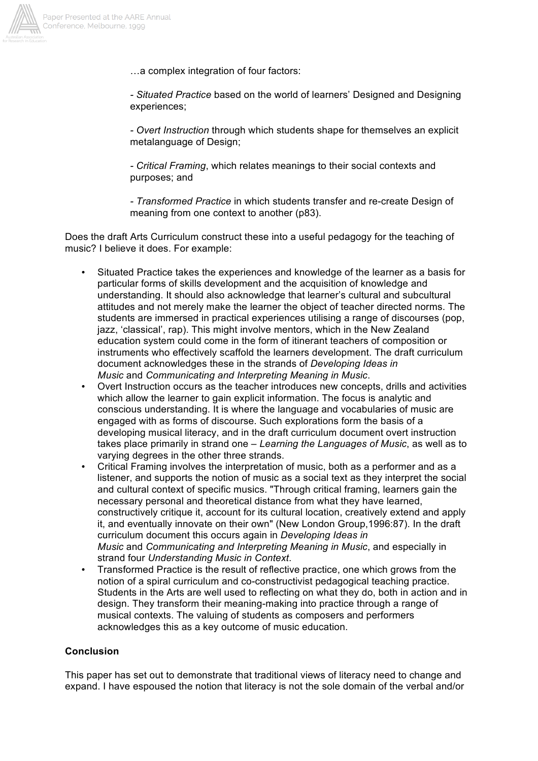…a complex integration of four factors:

> - *Situated Practice* based on the world of learners' Designed and Designing experiences;
>
> - *Overt Instruction* through which students shape for themselves an explicit metalanguage of Design;
>
> - *Critical Framing*, which relates meanings to their social contexts and purposes; and
>
> - *Transformed Practice* in which students transfer and re-create Design of meaning from one context to another (p83).

Does the draft Arts Curriculum construct these into a useful pedagogy for the teaching of music? I believe it does. For example:

- Situated Practice takes the experiences and knowledge of the learner as a basis for particular forms of skills development and the acquisition of knowledge and understanding. It should also acknowledge that learner's cultural and subcultural attitudes and not merely make the learner the object of teacher directed norms. The students are immersed in practical experiences utilising a range of discourses (pop, jazz, 'classical', rap). This might involve mentors, which in the New Zealand education system could come in the form of itinerant teachers of composition or instruments who effectively scaffold the learners development. The draft curriculum document acknowledges these in the strands of *Developing Ideas in Music* and *Communicating and Interpreting Meaning in Music*.
- Overt Instruction occurs as the teacher introduces new concepts, drills and activities which allow the learner to gain explicit information. The focus is analytic and conscious understanding. It is where the language and vocabularies of music are engaged with as forms of discourse. Such explorations form the basis of a developing musical literacy, and in the draft curriculum document overt instruction takes place primarily in strand one – *Learning the Languages of Music*, as well as to varying degrees in the other three strands.
- Critical Framing involves the interpretation of music, both as a performer and as a listener, and supports the notion of music as a social text as they interpret the social and cultural context of specific musics. "Through critical framing, learners gain the necessary personal and theoretical distance from what they have learned, constructively critique it, account for its cultural location, creatively extend and apply it, and eventually innovate on their own" (New London Group,1996:87). In the draft curriculum document this occurs again in *Developing Ideas in Music* and *Communicating and Interpreting Meaning in Music*, and especially in strand four *Understanding Music in Context*.
- Transformed Practice is the result of reflective practice, one which grows from the notion of a spiral curriculum and co-constructivist pedagogical teaching practice. Students in the Arts are well used to reflecting on what they do, both in action and in design. They transform their meaning-making into practice through a range of musical contexts. The valuing of students as composers and performers acknowledges this as a key outcome of music education.

**Conclusion**

This paper has set out to demonstrate that traditional views of literacy need to change and expand. I have espoused the notion that literacy is not the sole domain of the verbal and/or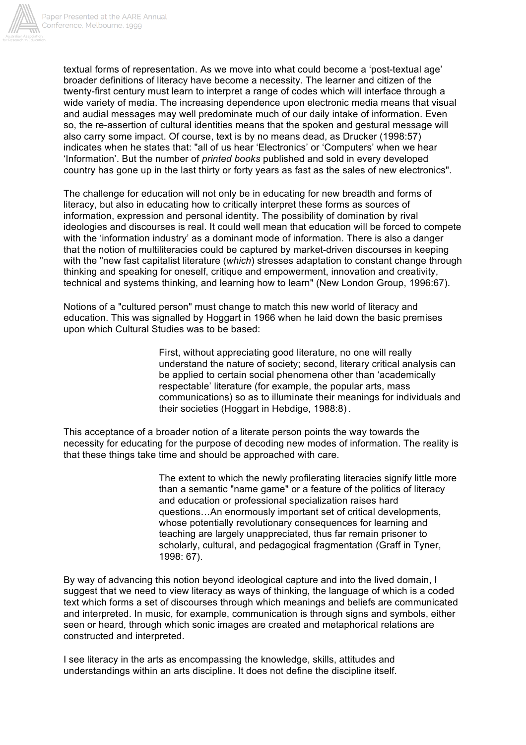textual forms of representation. As we move into what could become a 'post-textual age' broader definitions of literacy have become a necessity. The learner and citizen of the twenty-first century must learn to interpret a range of codes which will interface through a wide variety of media. The increasing dependence upon electronic media means that visual and audial messages may well predominate much of our daily intake of information. Even so, the re-assertion of cultural identities means that the spoken and gestural message will also carry some impact. Of course, text is by no means dead, as Drucker (1998:57) indicates when he states that: "all of us hear 'Electronics' or 'Computers' when we hear 'Information'. But the number of *printed books* published and sold in every developed country has gone up in the last thirty or forty years as fast as the sales of new electronics".

The challenge for education will not only be in educating for new breadth and forms of literacy, but also in educating how to critically interpret these forms as sources of information, expression and personal identity. The possibility of domination by rival ideologies and discourses is real. It could well mean that education will be forced to compete with the 'information industry' as a dominant mode of information. There is also a danger that the notion of multiliteracies could be captured by market-driven discourses in keeping with the "new fast capitalist literature (*which*) stresses adaptation to constant change through thinking and speaking for oneself, critique and empowerment, innovation and creativity, technical and systems thinking, and learning how to learn" (New London Group, 1996:67).

Notions of a "cultured person" must change to match this new world of literacy and education. This was signalled by Hoggart in 1966 when he laid down the basic premises upon which Cultural Studies was to be based:

> First, without appreciating good literature, no one will really understand the nature of society; second, literary critical analysis can be applied to certain social phenomena other than 'academically respectable' literature (for example, the popular arts, mass communications) so as to illuminate their meanings for individuals and their societies (Hoggart in Hebdige, 1988:8).

This acceptance of a broader notion of a literate person points the way towards the necessity for educating for the purpose of decoding new modes of information. The reality is that these things take time and should be approached with care.

> The extent to which the newly profilerating literacies signify little more than a semantic "name game" or a feature of the politics of literacy and education or professional specialization raises hard questions…An enormously important set of critical developments, whose potentially revolutionary consequences for learning and teaching are largely unappreciated, thus far remain prisoner to scholarly, cultural, and pedagogical fragmentation (Graff in Tyner, 1998: 67).

By way of advancing this notion beyond ideological capture and into the lived domain, I suggest that we need to view literacy as ways of thinking, the language of which is a coded text which forms a set of discourses through which meanings and beliefs are communicated and interpreted. In music, for example, communication is through signs and symbols, either seen or heard, through which sonic images are created and metaphorical relations are constructed and interpreted.

I see literacy in the arts as encompassing the knowledge, skills, attitudes and understandings within an arts discipline. It does not define the discipline itself.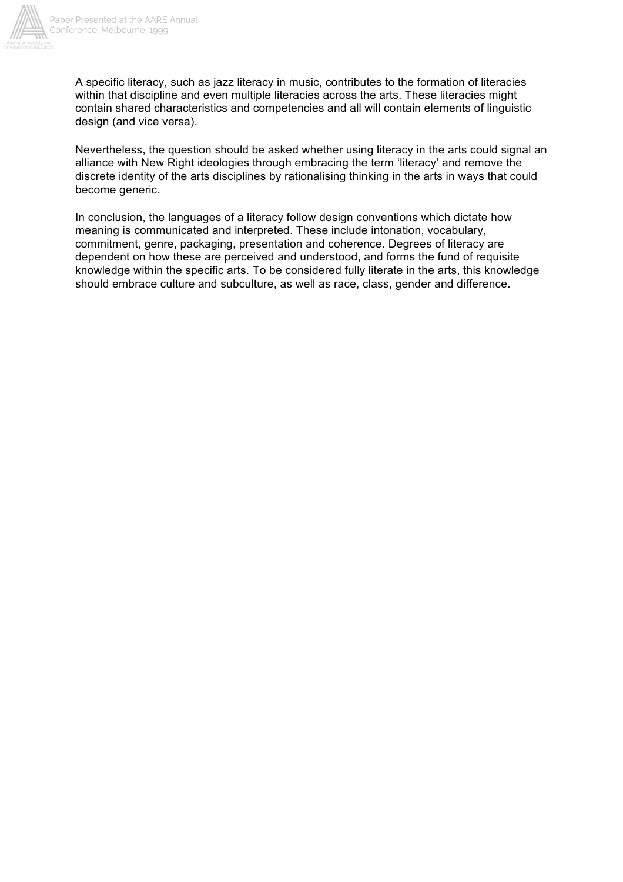A specific literacy, such as jazz literacy in music, contributes to the formation of literacies within that discipline and even multiple literacies across the arts. These literacies might contain shared characteristics and competencies and all will contain elements of linguistic design (and vice versa).

Nevertheless, the question should be asked whether using literacy in the arts could signal an alliance with New Right ideologies through embracing the term 'literacy' and remove the discrete identity of the arts disciplines by rationalising thinking in the arts in ways that could become generic.

In conclusion, the languages of a literacy follow design conventions which dictate how meaning is communicated and interpreted. These include intonation, vocabulary, commitment, genre, packaging, presentation and coherence. Degrees of literacy are dependent on how these are perceived and understood, and forms the fund of requisite knowledge within the specific arts. To be considered fully literate in the arts, this knowledge should embrace culture and subculture, as well as race, class, gender and difference.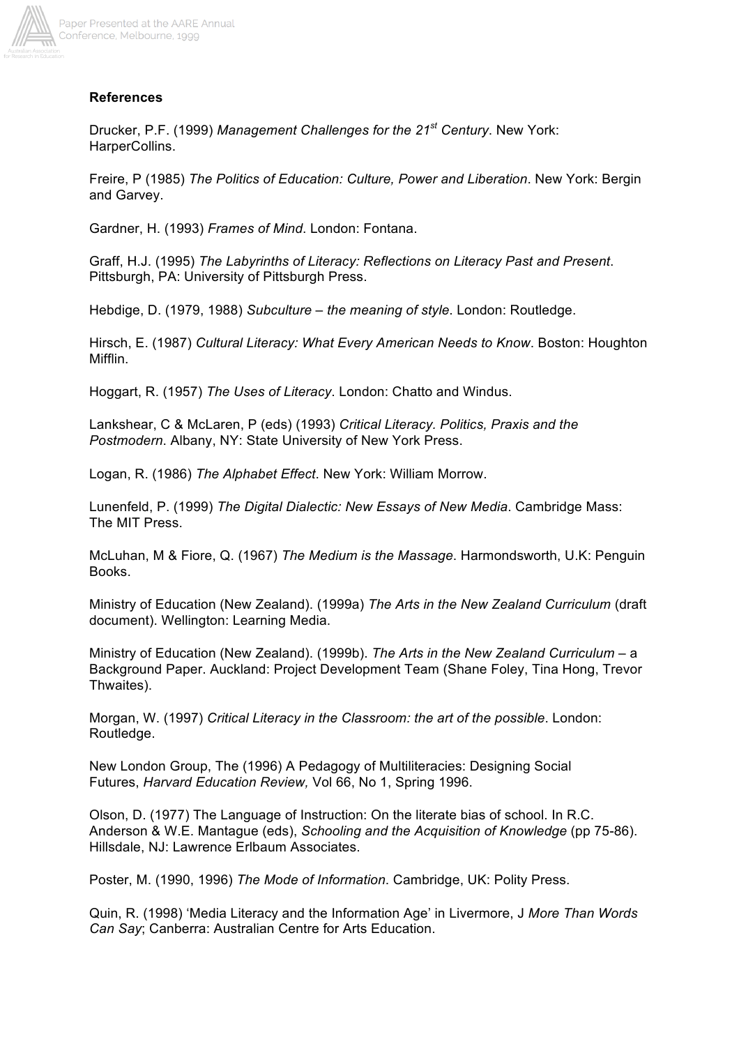**References**

Drucker, P.F. (1999) *Management Challenges for the 21st Century*. New York: HarperCollins.

Freire, P (1985) *The Politics of Education: Culture, Power and Liberation*. New York: Bergin and Garvey.

Gardner, H. (1993) *Frames of Mind*. London: Fontana.

Graff, H.J. (1995) *The Labyrinths of Literacy: Reflections on Literacy Past and Present*. Pittsburgh, PA: University of Pittsburgh Press.

Hebdige, D. (1979, 1988) *Subculture – the meaning of style*. London: Routledge.

Hirsch, E. (1987) *Cultural Literacy: What Every American Needs to Know*. Boston: Houghton Mifflin.

Hoggart, R. (1957) *The Uses of Literacy*. London: Chatto and Windus.

Lankshear, C & McLaren, P (eds) (1993) *Critical Literacy. Politics, Praxis and the Postmodern*. Albany, NY: State University of New York Press.

Logan, R. (1986) *The Alphabet Effect*. New York: William Morrow.

Lunenfeld, P. (1999) *The Digital Dialectic: New Essays of New Media*. Cambridge Mass: The MIT Press.

McLuhan, M & Fiore, Q. (1967) *The Medium is the Massage*. Harmondsworth, U.K: Penguin Books.

Ministry of Education (New Zealand). (1999a) *The Arts in the New Zealand Curriculum* (draft document). Wellington: Learning Media.

Ministry of Education (New Zealand). (1999b). *The Arts in the New Zealand Curriculum* – a Background Paper. Auckland: Project Development Team (Shane Foley, Tina Hong, Trevor Thwaites).

Morgan, W. (1997) *Critical Literacy in the Classroom: the art of the possible*. London: Routledge.

New London Group, The (1996) A Pedagogy of Multiliteracies: Designing Social Futures, *Harvard Education Review,* Vol 66, No 1, Spring 1996.

Olson, D. (1977) The Language of Instruction: On the literate bias of school. In R.C. Anderson & W.E. Mantague (eds), *Schooling and the Acquisition of Knowledge* (pp 75-86). Hillsdale, NJ: Lawrence Erlbaum Associates.

Poster, M. (1990, 1996) *The Mode of Information*. Cambridge, UK: Polity Press.

Quin, R. (1998) 'Media Literacy and the Information Age' in Livermore, J *More Than Words Can Say*; Canberra: Australian Centre for Arts Education.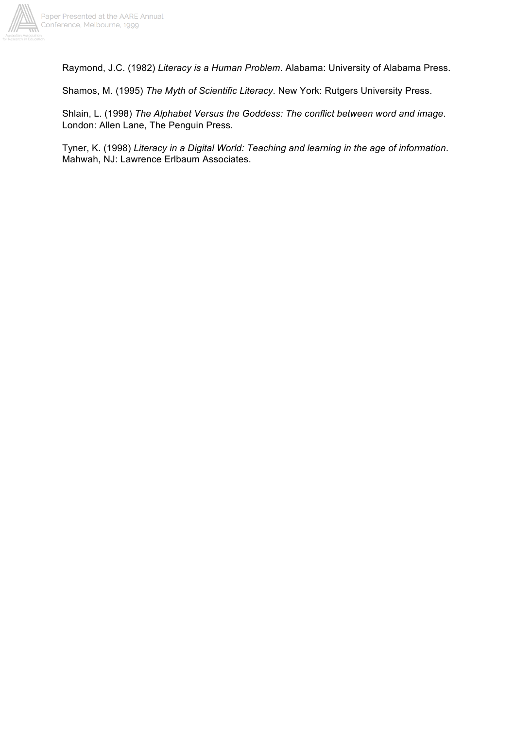Raymond, J.C. (1982) *Literacy is a Human Problem*. Alabama: University of Alabama Press.

Shamos, M. (1995) *The Myth of Scientific Literacy*. New York: Rutgers University Press.

Shlain, L. (1998) *The Alphabet Versus the Goddess: The conflict between word and image*. London: Allen Lane, The Penguin Press.

Tyner, K. (1998) *Literacy in a Digital World: Teaching and learning in the age of information*. Mahwah, NJ: Lawrence Erlbaum Associates.